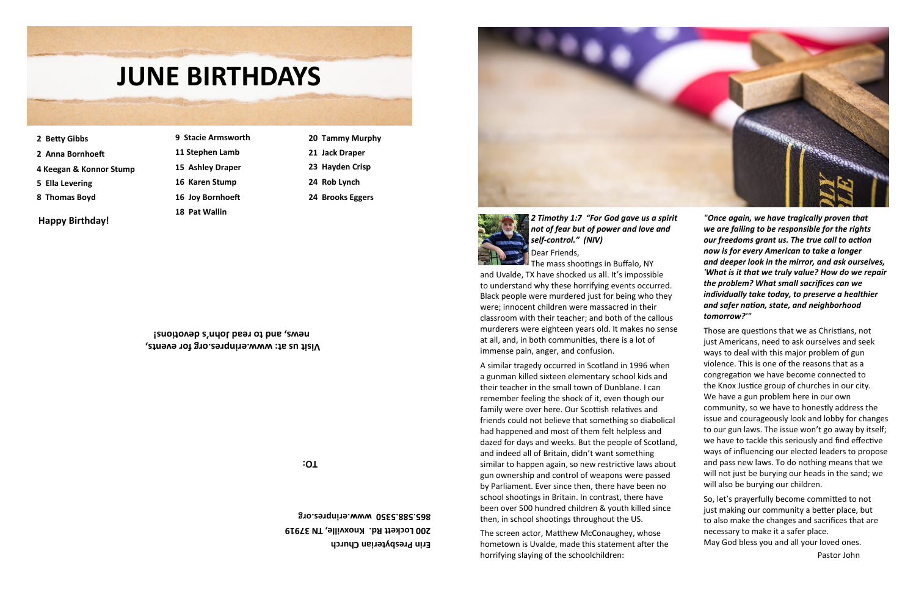# JUNE BIRTHDAYS

**2 Betty Gibbs**
**2 Anna Bornhoeft**
**4 Keegan & Konnor Stump**
**5 Ella Levering**
**8 Thomas Boyd**
**9 Stacie Armsworth**
**11 Stephen Lamb**
**15 Ashley Draper**
**16 Karen Stump**
**16 Joy Bornhoeft**
**18 Pat Wallin**
**20 Tammy Murphy**
**21 Jack Draper**
**23 Hayden Crisp**
**24 Rob Lynch**
**24 Brooks Eggers**

**Happy Birthday!**

**Visit us at: www.erinpres.org for events, news, and to read John's devotions!**

**TO:**

**Erin Presbyterian Church**
**200 Lockett Rd. Knoxville, TN 37919**
**865.588.5350 www.erinpres.org**

***2 Timothy 1:7 "For God gave us a spirit not of fear but of power and love and self-control." (NIV)***

Dear Friends,

The mass shootings in Buffalo, NY and Uvalde, TX have shocked us all. It's impossible to understand why these horrifying events occurred. Black people were murdered just for being who they were; innocent children were massacred in their classroom with their teacher; and both of the callous murderers were eighteen years old. It makes no sense at all, and, in both communities, there is a lot of immense pain, anger, and confusion.

A similar tragedy occurred in Scotland in 1996 when a gunman killed sixteen elementary school kids and their teacher in the small town of Dunblane. I can remember feeling the shock of it, even though our family were over here. Our Scottish relatives and friends could not believe that something so diabolical had happened and most of them felt helpless and dazed for days and weeks. But the people of Scotland, and indeed all of Britain, didn't want something similar to happen again, so new restrictive laws about gun ownership and control of weapons were passed by Parliament. Ever since then, there have been no school shootings in Britain. In contrast, there have been over 500 hundred children & youth killed since then, in school shootings throughout the US.

The screen actor, Matthew McConaughey, whose hometown is Uvalde, made this statement after the horrifying slaying of the schoolchildren:

***"Once again, we have tragically proven that we are failing to be responsible for the rights our freedoms grant us. The true call to action now is for every American to take a longer and deeper look in the mirror, and ask ourselves, 'What is it that we truly value? How do we repair the problem? What small sacrifices can we individually take today, to preserve a healthier and safer nation, state, and neighborhood tomorrow?'"***

Those are questions that we as Christians, not just Americans, need to ask ourselves and seek ways to deal with this major problem of gun violence. This is one of the reasons that as a congregation we have become connected to the Knox Justice group of churches in our city. We have a gun problem here in our own community, so we have to honestly address the issue and courageously look and lobby for changes to our gun laws. The issue won't go away by itself; we have to tackle this seriously and find effective ways of influencing our elected leaders to propose and pass new laws. To do nothing means that we will not just be burying our heads in the sand; we will also be burying our children.

So, let's prayerfully become committed to not just making our community a better place, but to also make the changes and sacrifices that are necessary to make it a safer place.

May God bless you and all your loved ones.

Pastor John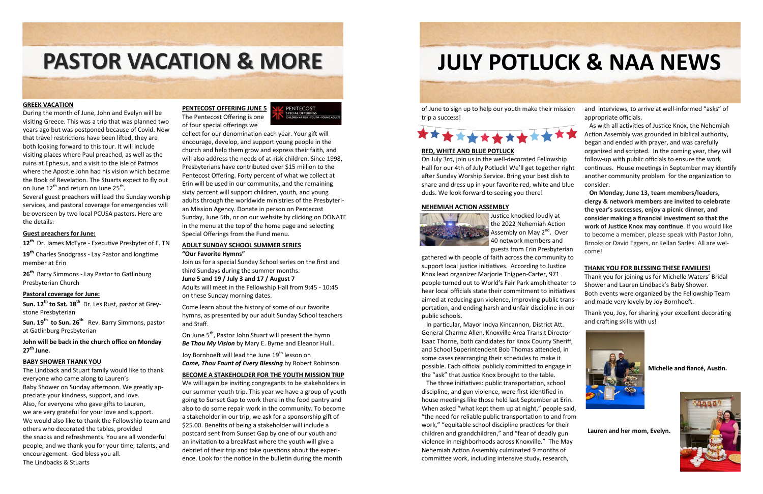# PASTOR VACATION & MORE

## GREEK VACATION

During the month of June, John and Evelyn will be visiting Greece. This was a trip that was planned two years ago but was postponed because of Covid. Now that travel restrictions have been lifted, they are both looking forward to this tour. It will include visiting places where Paul preached, as well as the ruins at Ephesus, and a visit to the isle of Patmos where the Apostle John had his vision which became the Book of Revelation. The Stuarts expect to fly out on June 12th and return on June 25th.

Several guest preachers will lead the Sunday worship services, and pastoral coverage for emergencies will be overseen by two local PCUSA pastors. Here are the details:

**Guest preachers for June:**

**12th** Dr. James McTyre - Executive Presbyter of E. TN

**19th** Charles Snodgrass - Lay Pastor and longtime member at Erin

**26th** Barry Simmons - Lay Pastor to Gatlinburg Presbyterian Church

**Pastoral coverage for June:**

**Sun. 12th to Sat. 18th** Dr. Les Rust, pastor at Greystone Presbyterian

**Sun. 19th to Sun. 26th** Rev. Barry Simmons, pastor at Gatlinburg Presbyterian

**John will be back in the church office on Monday 27th June.**

## BABY SHOWER THANK YOU

The Lindback and Stuart family would like to thank everyone who came along to Lauren's Baby Shower on Sunday afternoon. We greatly appreciate your kindness, support, and love. Also, for everyone who gave gifts to Lauren, we are very grateful for your love and support. We would also like to thank the Fellowship team and others who decorated the tables, provided the snacks and refreshments. You are all wonderful people, and we thank you for your time, talents, and encouragement. God bless you all.
The Lindbacks & Stuarts

## PENTECOST OFFERING JUNE 5

PENTECOST
SPECIAL OFFERINGS
CHILDREN AT RISK • YOUTH • YOUNG ADULTS

The Pentecost Offering is one of four special offerings we collect for our denomination each year. Your gift will encourage, develop, and support young people in the church and help them grow and express their faith, and will also address the needs of at-risk children. Since 1998, Presbyterians have contributed over $15 million to the Pentecost Offering. Forty percent of what we collect at Erin will be used in our community, and the remaining sixty percent will support children, youth, and young adults through the worldwide ministries of the Presbyterian Mission Agency. Donate in person on Pentecost Sunday, June 5th, or on our website by clicking on DONATE in the menu at the top of the home page and selecting Special Offerings from the Fund menu.

## ADULT SUNDAY SCHOOL SUMMER SERIES

**"Our Favorite Hymns"**

Join us for a special Sunday School series on the first and third Sundays during the summer months.

**June 5 and 19 / July 3 and 17 / August 7**

Adults will meet in the Fellowship Hall from 9:45 - 10:45 on these Sunday morning dates.

Come learn about the history of some of our favorite hymns, as presented by our adult Sunday School teachers and Staff.

On June 5th, Pastor John Stuart will present the hymn ***Be Thou My Vision*** by Mary E. Byrne and Eleanor Hull..

Joy Bornhoeft will lead the June 19th lesson on ***Come, Thou Fount of Every Blessing*** by Robert Robinson.

## BECOME A STAKEHOLDER FOR THE YOUTH MISSION TRIP

We will again be inviting congregants to be stakeholders in our summer youth trip. This year we have a group of youth going to Sunset Gap to work there in the food pantry and also to do some repair work in the community. To become a stakeholder in our trip, we ask for a sponsorship gift of $25.00. Benefits of being a stakeholder will include a postcard sent from Sunset Gap by one of our youth and an invitation to a breakfast where the youth will give a debrief of their trip and take questions about the experience. Look for the notice in the bulletin during the month of June to sign up to help our youth make their mission trip a success!

# JULY POTLUCK & NAA NEWS

## RED, WHITE AND BLUE POTLUCK

On July 3rd, join us in the well-decorated Fellowship Hall for our 4th of July Potluck! We'll get together right after Sunday Worship Service. Bring your best dish to share and dress up in your favorite red, white and blue duds. We look forward to seeing you there!

## NEHEMIAH ACTION ASSEMBLY

Justice knocked loudly at the 2022 Nehemiah Action Assembly on May 2nd. Over 40 network members and guests from Erin Presbyterian gathered with people of faith across the community to support local justice initiatives. According to Justice Knox lead organizer Marjorie Thigpen-Carter, 971 people turned out to World's Fair Park amphitheater to hear local officials state their commitment to initiatives aimed at reducing gun violence, improving public transportation, and ending harsh and unfair discipline in our public schools.

In particular, Mayor Indya Kincannon, District Att. General Charme Allen, Knoxville Area Transit Director Isaac Thorne, both candidates for Knox County Sheriff, and School Superintendent Bob Thomas attended, in some cases rearranging their schedules to make it possible. Each official publicly committed to engage in the "ask" that Justice Knox brought to the table.

The three initiatives: public transportation, school discipline, and gun violence, were first identified in house meetings like those held last September at Erin. When asked "what kept them up at night," people said, "the need for reliable public transportation to and from work," "equitable school discipline practices for their children and grandchildren," and "fear of deadly gun violence in neighborhoods across Knoxville." The May Nehemiah Action Assembly culminated 9 months of committee work, including intensive study, research, and interviews, to arrive at well-informed "asks" of appropriate officials.

As with all activities of Justice Knox, the Nehemiah Action Assembly was grounded in biblical authority, began and ended with prayer, and was carefully organized and scripted. In the coming year, they will follow-up with public officials to ensure the work continues. House meetings in September may identify another community problem for the organization to consider.

**On Monday, June 13, team members/leaders, clergy & network members are invited to celebrate the year's successes, enjoy a picnic dinner, and consider making a financial investment so that the work of Justice Knox may continue**. If you would like to become a member, please speak with Pastor John, Brooks or David Eggers, or Kellan Sarles. All are welcome!

## THANK YOU FOR BLESSING THESE FAMILIES!

Thank you for joining us for Michelle Waters' Bridal Shower and Lauren Lindback's Baby Shower. Both events were organized by the Fellowship Team and made very lovely by Joy Bornhoeft.

Thank you, Joy, for sharing your excellent decorating and crafting skills with us!

**Michelle and fiancé, Austin.**

**Lauren and her mom, Evelyn.**